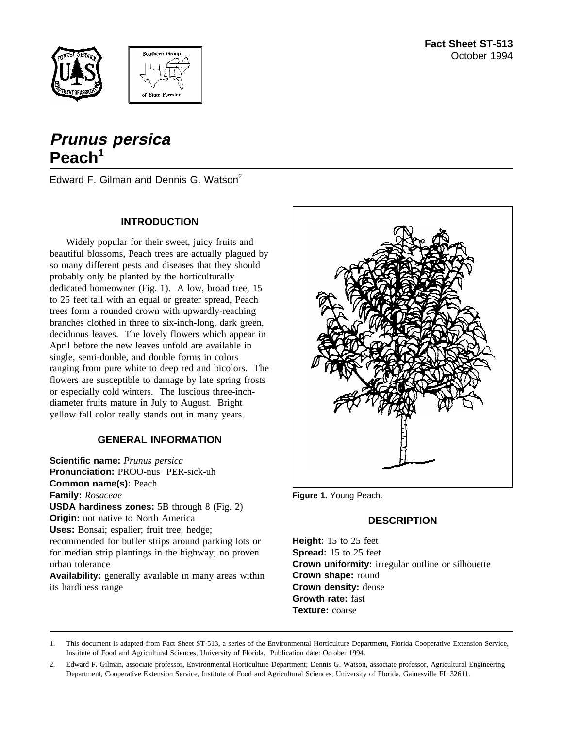Fact Sheet ST-513
October 1994

# *Prunus persica*
# Peach[1]

Edward F. Gilman and Dennis G. Watson[2]

## INTRODUCTION

Widely popular for their sweet, juicy fruits and beautiful blossoms, Peach trees are actually plagued by so many different pests and diseases that they should probably only be planted by the horticulturally dedicated homeowner (Fig. 1). A low, broad tree, 15 to 25 feet tall with an equal or greater spread, Peach trees form a rounded crown with upwardly-reaching branches clothed in three to six-inch-long, dark green, deciduous leaves. The lovely flowers which appear in April before the new leaves unfold are available in single, semi-double, and double forms in colors ranging from pure white to deep red and bicolors. The flowers are susceptible to damage by late spring frosts or especially cold winters. The luscious three-inch-diameter fruits mature in July to August. Bright yellow fall color really stands out in many years.

## GENERAL INFORMATION

**Scientific name:** *Prunus persica*
**Pronunciation:** PROO-nus PER-sick-uh
**Common name(s):** Peach
**Family:** *Rosaceae*
**USDA hardiness zones:** 5B through 8 (Fig. 2)
**Origin:** not native to North America
**Uses:** Bonsai; espalier; fruit tree; hedge; recommended for buffer strips around parking lots or for median strip plantings in the highway; no proven urban tolerance
**Availability:** generally available in many areas within its hardiness range

**Figure 1.** Young Peach.

## DESCRIPTION

**Height:** 15 to 25 feet
**Spread:** 15 to 25 feet
**Crown uniformity:** irregular outline or silhouette
**Crown shape:** round
**Crown density:** dense
**Growth rate:** fast
**Texture:** coarse

1. This document is adapted from Fact Sheet ST-513, a series of the Environmental Horticulture Department, Florida Cooperative Extension Service, Institute of Food and Agricultural Sciences, University of Florida. Publication date: October 1994.

2. Edward F. Gilman, associate professor, Environmental Horticulture Department; Dennis G. Watson, associate professor, Agricultural Engineering Department, Cooperative Extension Service, Institute of Food and Agricultural Sciences, University of Florida, Gainesville FL 32611.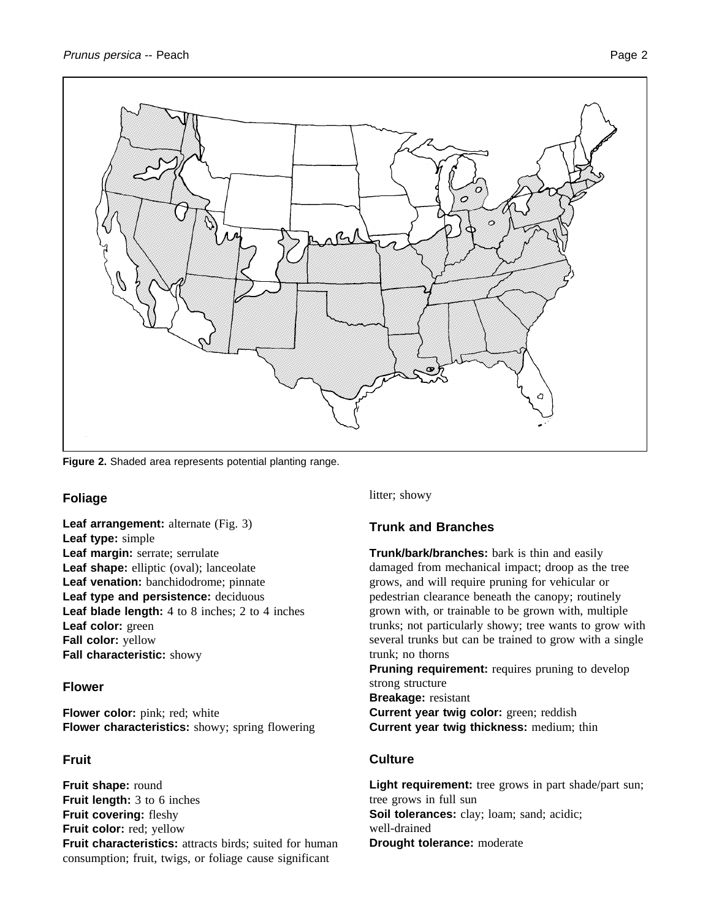**Figure 2.** Shaded area represents potential planting range.

## Foliage

**Leaf arrangement:** alternate (Fig. 3)
**Leaf type:** simple
**Leaf margin:** serrate; serrulate
**Leaf shape:** elliptic (oval); lanceolate
**Leaf venation:** banchidodrome; pinnate
**Leaf type and persistence:** deciduous
**Leaf blade length:** 4 to 8 inches; 2 to 4 inches
**Leaf color:** green
**Fall color:** yellow
**Fall characteristic:** showy

## Flower

**Flower color:** pink; red; white
**Flower characteristics:** showy; spring flowering

## Fruit

**Fruit shape:** round
**Fruit length:** 3 to 6 inches
**Fruit covering:** fleshy
**Fruit color:** red; yellow
**Fruit characteristics:** attracts birds; suited for human consumption; fruit, twigs, or foliage cause significant litter; showy

## Trunk and Branches

**Trunk/bark/branches:** bark is thin and easily damaged from mechanical impact; droop as the tree grows, and will require pruning for vehicular or pedestrian clearance beneath the canopy; routinely grown with, or trainable to be grown with, multiple trunks; not particularly showy; tree wants to grow with several trunks but can be trained to grow with a single trunk; no thorns
**Pruning requirement:** requires pruning to develop strong structure
**Breakage:** resistant
**Current year twig color:** green; reddish
**Current year twig thickness:** medium; thin

## Culture

**Light requirement:** tree grows in part shade/part sun; tree grows in full sun
**Soil tolerances:** clay; loam; sand; acidic; well-drained
**Drought tolerance:** moderate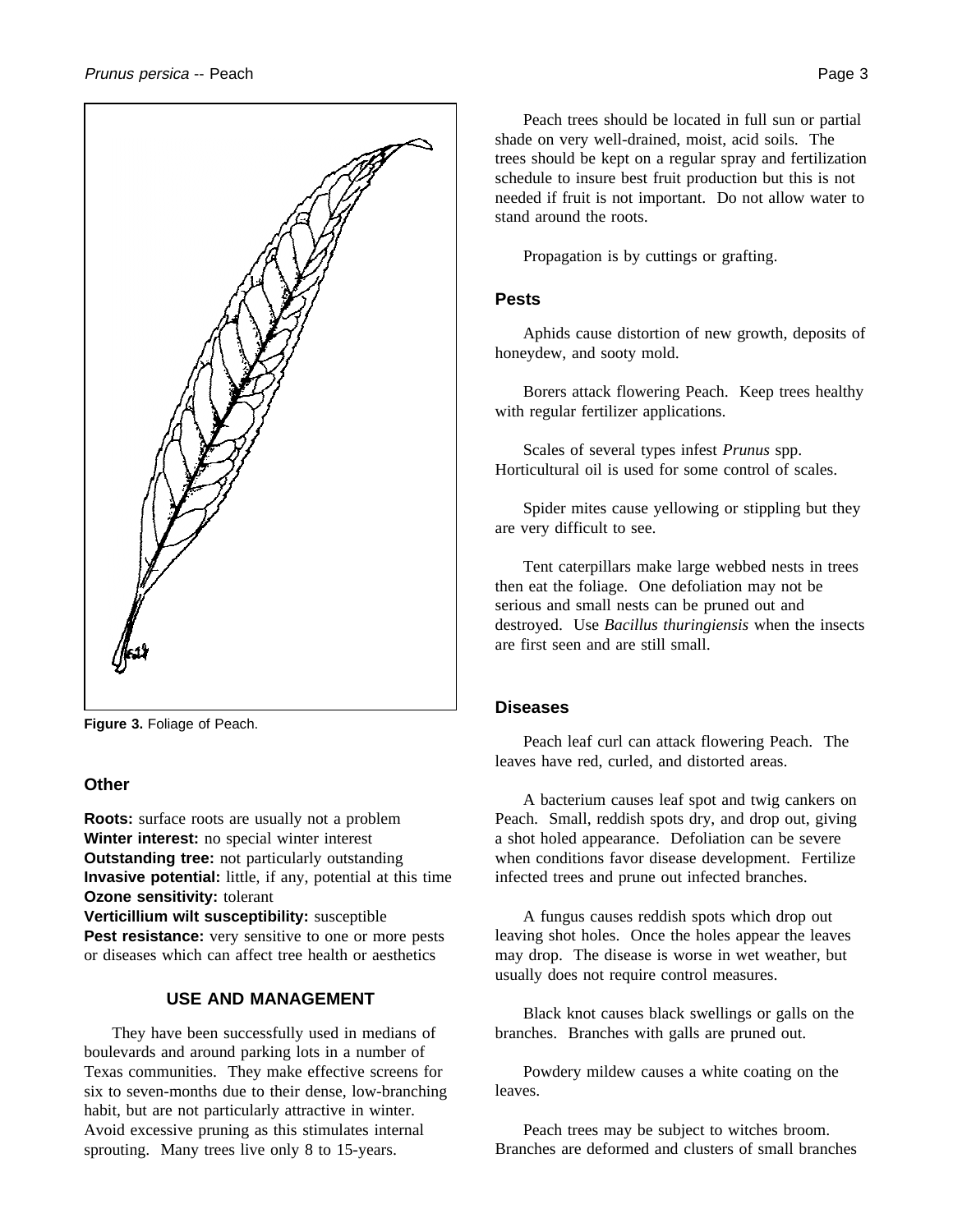Figure 3. Foliage of Peach.

### Other

**Roots:** surface roots are usually not a problem
**Winter interest:** no special winter interest
**Outstanding tree:** not particularly outstanding
**Invasive potential:** little, if any, potential at this time
**Ozone sensitivity:** tolerant
**Verticillium wilt susceptibility:** susceptible
**Pest resistance:** very sensitive to one or more pests or diseases which can affect tree health or aesthetics

## USE AND MANAGEMENT

They have been successfully used in medians of boulevards and around parking lots in a number of Texas communities. They make effective screens for six to seven-months due to their dense, low-branching habit, but are not particularly attractive in winter. Avoid excessive pruning as this stimulates internal sprouting. Many trees live only 8 to 15-years.

Peach trees should be located in full sun or partial shade on very well-drained, moist, acid soils. The trees should be kept on a regular spray and fertilization schedule to insure best fruit production but this is not needed if fruit is not important. Do not allow water to stand around the roots.

Propagation is by cuttings or grafting.

### Pests

Aphids cause distortion of new growth, deposits of honeydew, and sooty mold.

Borers attack flowering Peach. Keep trees healthy with regular fertilizer applications.

Scales of several types infest *Prunus* spp. Horticultural oil is used for some control of scales.

Spider mites cause yellowing or stippling but they are very difficult to see.

Tent caterpillars make large webbed nests in trees then eat the foliage. One defoliation may not be serious and small nests can be pruned out and destroyed. Use *Bacillus thuringiensis* when the insects are first seen and are still small.

### Diseases

Peach leaf curl can attack flowering Peach. The leaves have red, curled, and distorted areas.

A bacterium causes leaf spot and twig cankers on Peach. Small, reddish spots dry, and drop out, giving a shot holed appearance. Defoliation can be severe when conditions favor disease development. Fertilize infected trees and prune out infected branches.

A fungus causes reddish spots which drop out leaving shot holes. Once the holes appear the leaves may drop. The disease is worse in wet weather, but usually does not require control measures.

Black knot causes black swellings or galls on the branches. Branches with galls are pruned out.

Powdery mildew causes a white coating on the leaves.

Peach trees may be subject to witches broom. Branches are deformed and clusters of small branches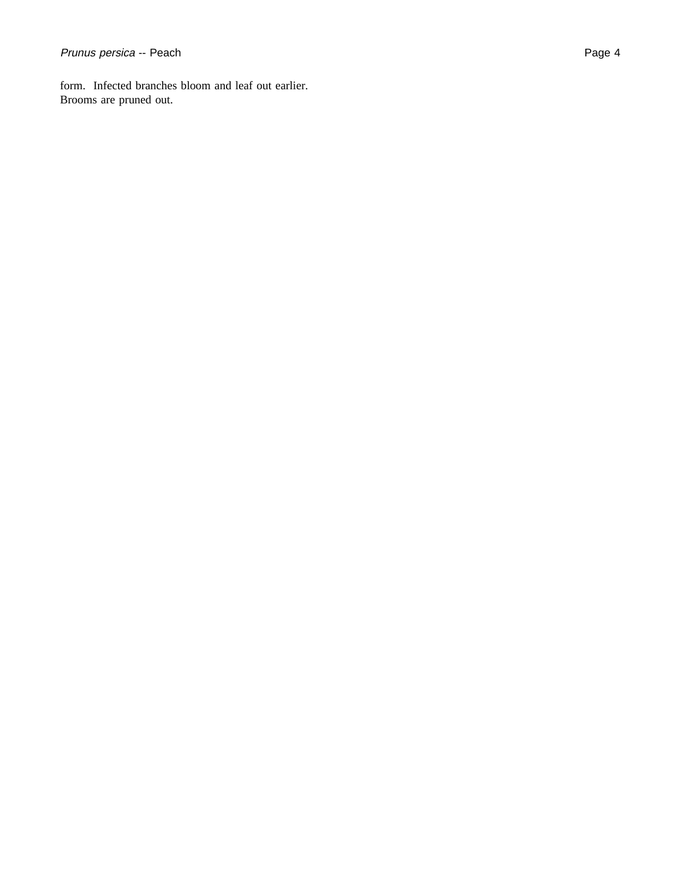form. Infected branches bloom and leaf out earlier. Brooms are pruned out.